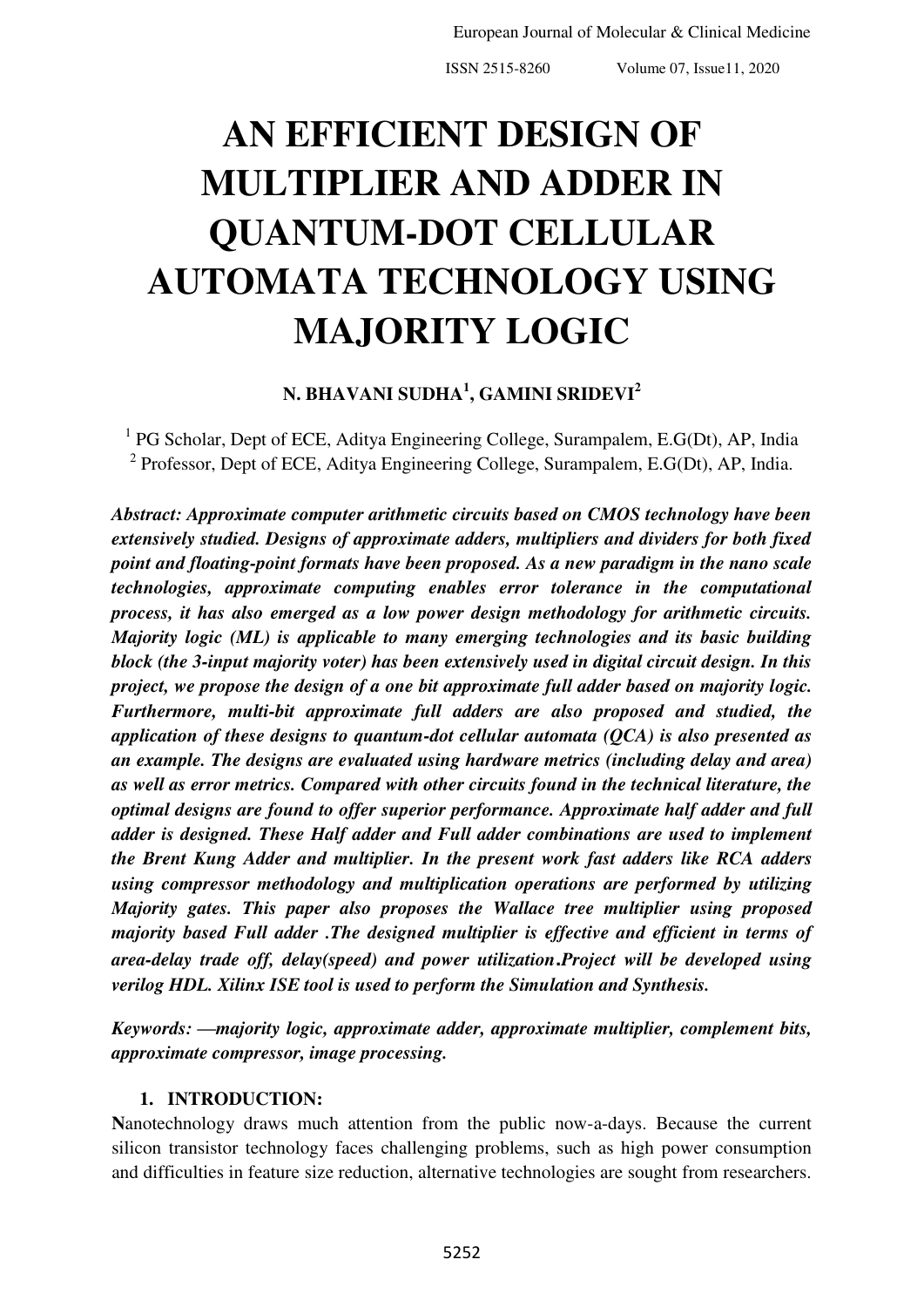# AN EFFICIENT DESIGN OF MULTIPLIER AND ADDER IN QUANTUM-DOT CELLULAR AUTOMATA TECHNOLOGY USING MAJORITY LOGIC

**N. BHAVANI SUDHA[1], GAMINI SRIDEVI[2]**

[1] PG Scholar, Dept of ECE, Aditya Engineering College, Surampalem, E.G(Dt), AP, India
[2] Professor, Dept of ECE, Aditya Engineering College, Surampalem, E.G(Dt), AP, India.

***Abstract: Approximate computer arithmetic circuits based on CMOS technology have been extensively studied. Designs of approximate adders, multipliers and dividers for both fixed point and floating-point formats have been proposed. As a new paradigm in the nano scale technologies, approximate computing enables error tolerance in the computational process, it has also emerged as a low power design methodology for arithmetic circuits. Majority logic (ML) is applicable to many emerging technologies and its basic building block (the 3-input majority voter) has been extensively used in digital circuit design. In this project, we propose the design of a one bit approximate full adder based on majority logic. Furthermore, multi-bit approximate full adders are also proposed and studied, the application of these designs to quantum-dot cellular automata (QCA) is also presented as an example. The designs are evaluated using hardware metrics (including delay and area) as well as error metrics. Compared with other circuits found in the technical literature, the optimal designs are found to offer superior performance. Approximate half adder and full adder is designed. These Half adder and Full adder combinations are used to implement the Brent Kung Adder and multiplier. In the present work fast adders like RCA adders using compressor methodology and multiplication operations are performed by utilizing Majority gates. This paper also proposes the Wallace tree multiplier using proposed majority based Full adder .The designed multiplier is effective and efficient in terms of area-delay trade off, delay(speed) and power utilization.Project will be developed using verilog HDL. Xilinx ISE tool is used to perform the Simulation and Synthesis.***

***Keywords: —majority logic, approximate adder, approximate multiplier, complement bits, approximate compressor, image processing.***

## 1. INTRODUCTION:

**N**anotechnology draws much attention from the public now-a-days. Because the current silicon transistor technology faces challenging problems, such as high power consumption and difficulties in feature size reduction, alternative technologies are sought from researchers.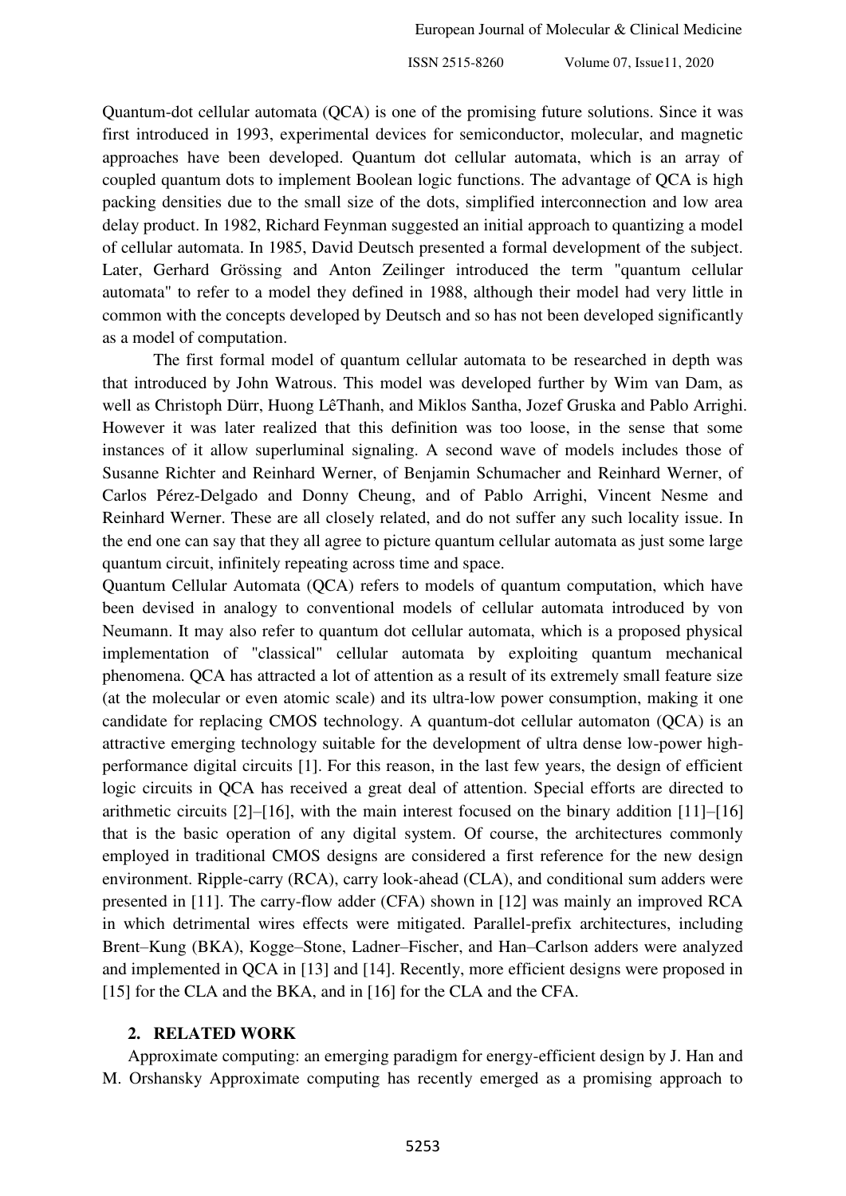Quantum-dot cellular automata (QCA) is one of the promising future solutions. Since it was first introduced in 1993, experimental devices for semiconductor, molecular, and magnetic approaches have been developed. Quantum dot cellular automata, which is an array of coupled quantum dots to implement Boolean logic functions. The advantage of QCA is high packing densities due to the small size of the dots, simplified interconnection and low area delay product. In 1982, Richard Feynman suggested an initial approach to quantizing a model of cellular automata. In 1985, David Deutsch presented a formal development of the subject. Later, Gerhard Grössing and Anton Zeilinger introduced the term "quantum cellular automata" to refer to a model they defined in 1988, although their model had very little in common with the concepts developed by Deutsch and so has not been developed significantly as a model of computation.

The first formal model of quantum cellular automata to be researched in depth was that introduced by John Watrous. This model was developed further by Wim van Dam, as well as Christoph Dürr, Huong LêThanh, and Miklos Santha, Jozef Gruska and Pablo Arrighi. However it was later realized that this definition was too loose, in the sense that some instances of it allow superluminal signaling. A second wave of models includes those of Susanne Richter and Reinhard Werner, of Benjamin Schumacher and Reinhard Werner, of Carlos Pérez-Delgado and Donny Cheung, and of Pablo Arrighi, Vincent Nesme and Reinhard Werner. These are all closely related, and do not suffer any such locality issue. In the end one can say that they all agree to picture quantum cellular automata as just some large quantum circuit, infinitely repeating across time and space.

Quantum Cellular Automata (QCA) refers to models of quantum computation, which have been devised in analogy to conventional models of cellular automata introduced by von Neumann. It may also refer to quantum dot cellular automata, which is a proposed physical implementation of "classical" cellular automata by exploiting quantum mechanical phenomena. QCA has attracted a lot of attention as a result of its extremely small feature size (at the molecular or even atomic scale) and its ultra-low power consumption, making it one candidate for replacing CMOS technology. A quantum-dot cellular automaton (QCA) is an attractive emerging technology suitable for the development of ultra dense low-power high-performance digital circuits [1]. For this reason, in the last few years, the design of efficient logic circuits in QCA has received a great deal of attention. Special efforts are directed to arithmetic circuits [2]–[16], with the main interest focused on the binary addition [11]–[16] that is the basic operation of any digital system. Of course, the architectures commonly employed in traditional CMOS designs are considered a first reference for the new design environment. Ripple-carry (RCA), carry look-ahead (CLA), and conditional sum adders were presented in [11]. The carry-flow adder (CFA) shown in [12] was mainly an improved RCA in which detrimental wires effects were mitigated. Parallel-prefix architectures, including Brent–Kung (BKA), Kogge–Stone, Ladner–Fischer, and Han–Carlson adders were analyzed and implemented in QCA in [13] and [14]. Recently, more efficient designs were proposed in [15] for the CLA and the BKA, and in [16] for the CLA and the CFA.

## 2. RELATED WORK

Approximate computing: an emerging paradigm for energy-efficient design by J. Han and M. Orshansky Approximate computing has recently emerged as a promising approach to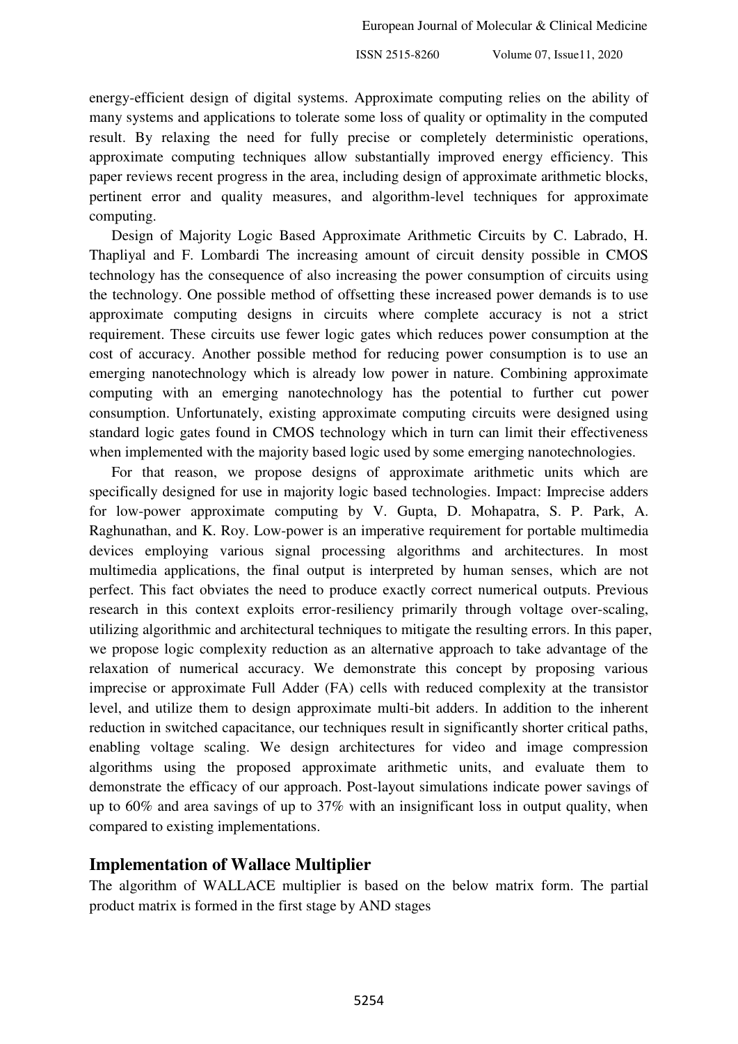energy-efficient design of digital systems. Approximate computing relies on the ability of many systems and applications to tolerate some loss of quality or optimality in the computed result. By relaxing the need for fully precise or completely deterministic operations, approximate computing techniques allow substantially improved energy efficiency. This paper reviews recent progress in the area, including design of approximate arithmetic blocks, pertinent error and quality measures, and algorithm-level techniques for approximate computing.

Design of Majority Logic Based Approximate Arithmetic Circuits by C. Labrado, H. Thapliyal and F. Lombardi The increasing amount of circuit density possible in CMOS technology has the consequence of also increasing the power consumption of circuits using the technology. One possible method of offsetting these increased power demands is to use approximate computing designs in circuits where complete accuracy is not a strict requirement. These circuits use fewer logic gates which reduces power consumption at the cost of accuracy. Another possible method for reducing power consumption is to use an emerging nanotechnology which is already low power in nature. Combining approximate computing with an emerging nanotechnology has the potential to further cut power consumption. Unfortunately, existing approximate computing circuits were designed using standard logic gates found in CMOS technology which in turn can limit their effectiveness when implemented with the majority based logic used by some emerging nanotechnologies.

For that reason, we propose designs of approximate arithmetic units which are specifically designed for use in majority logic based technologies. Impact: Imprecise adders for low-power approximate computing by V. Gupta, D. Mohapatra, S. P. Park, A. Raghunathan, and K. Roy. Low-power is an imperative requirement for portable multimedia devices employing various signal processing algorithms and architectures. In most multimedia applications, the final output is interpreted by human senses, which are not perfect. This fact obviates the need to produce exactly correct numerical outputs. Previous research in this context exploits error-resiliency primarily through voltage over-scaling, utilizing algorithmic and architectural techniques to mitigate the resulting errors. In this paper, we propose logic complexity reduction as an alternative approach to take advantage of the relaxation of numerical accuracy. We demonstrate this concept by proposing various imprecise or approximate Full Adder (FA) cells with reduced complexity at the transistor level, and utilize them to design approximate multi-bit adders. In addition to the inherent reduction in switched capacitance, our techniques result in significantly shorter critical paths, enabling voltage scaling. We design architectures for video and image compression algorithms using the proposed approximate arithmetic units, and evaluate them to demonstrate the efficacy of our approach. Post-layout simulations indicate power savings of up to 60% and area savings of up to 37% with an insignificant loss in output quality, when compared to existing implementations.

## Implementation of Wallace Multiplier

The algorithm of WALLACE multiplier is based on the below matrix form. The partial product matrix is formed in the first stage by AND stages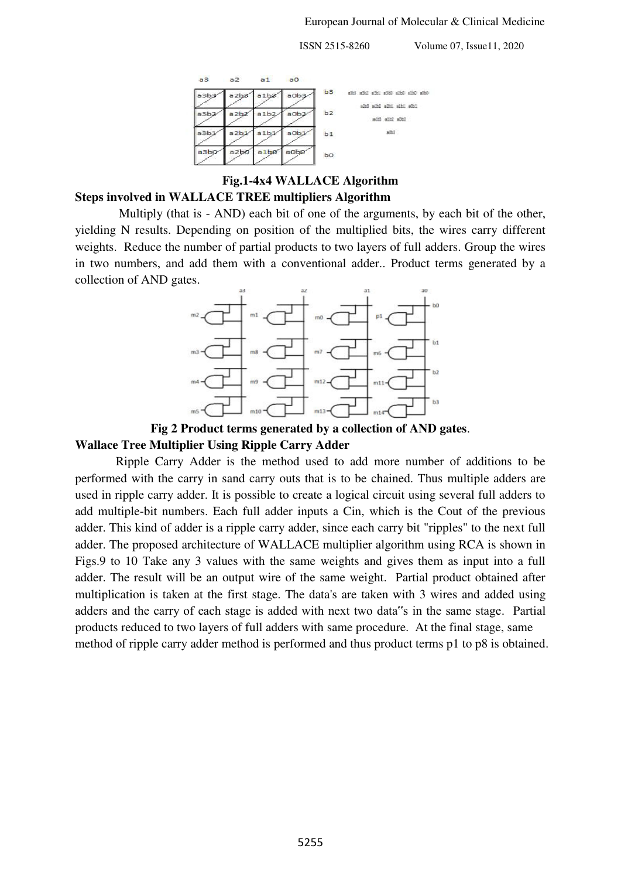**Fig.1-4x4 WALLACE Algorithm**

**Steps involved in WALLACE TREE multipliers Algorithm**

Multiply (that is - AND) each bit of one of the arguments, by each bit of the other, yielding N results. Depending on position of the multiplied bits, the wires carry different weights. Reduce the number of partial products to two layers of full adders. Group the wires in two numbers, and add them with a conventional adder.. Product terms generated by a collection of AND gates.

**Fig 2 Product terms generated by a collection of AND gates**.

**Wallace Tree Multiplier Using Ripple Carry Adder**

Ripple Carry Adder is the method used to add more number of additions to be performed with the carry in sand carry outs that is to be chained. Thus multiple adders are used in ripple carry adder. It is possible to create a logical circuit using several full adders to add multiple-bit numbers. Each full adder inputs a Cin, which is the Cout of the previous adder. This kind of adder is a ripple carry adder, since each carry bit "ripples" to the next full adder. The proposed architecture of WALLACE multiplier algorithm using RCA is shown in Figs.9 to 10 Take any 3 values with the same weights and gives them as input into a full adder. The result will be an output wire of the same weight. Partial product obtained after multiplication is taken at the first stage. The data's are taken with 3 wires and added using adders and the carry of each stage is added with next two data"s in the same stage. Partial products reduced to two layers of full adders with same procedure. At the final stage, same method of ripple carry adder method is performed and thus product terms p1 to p8 is obtained.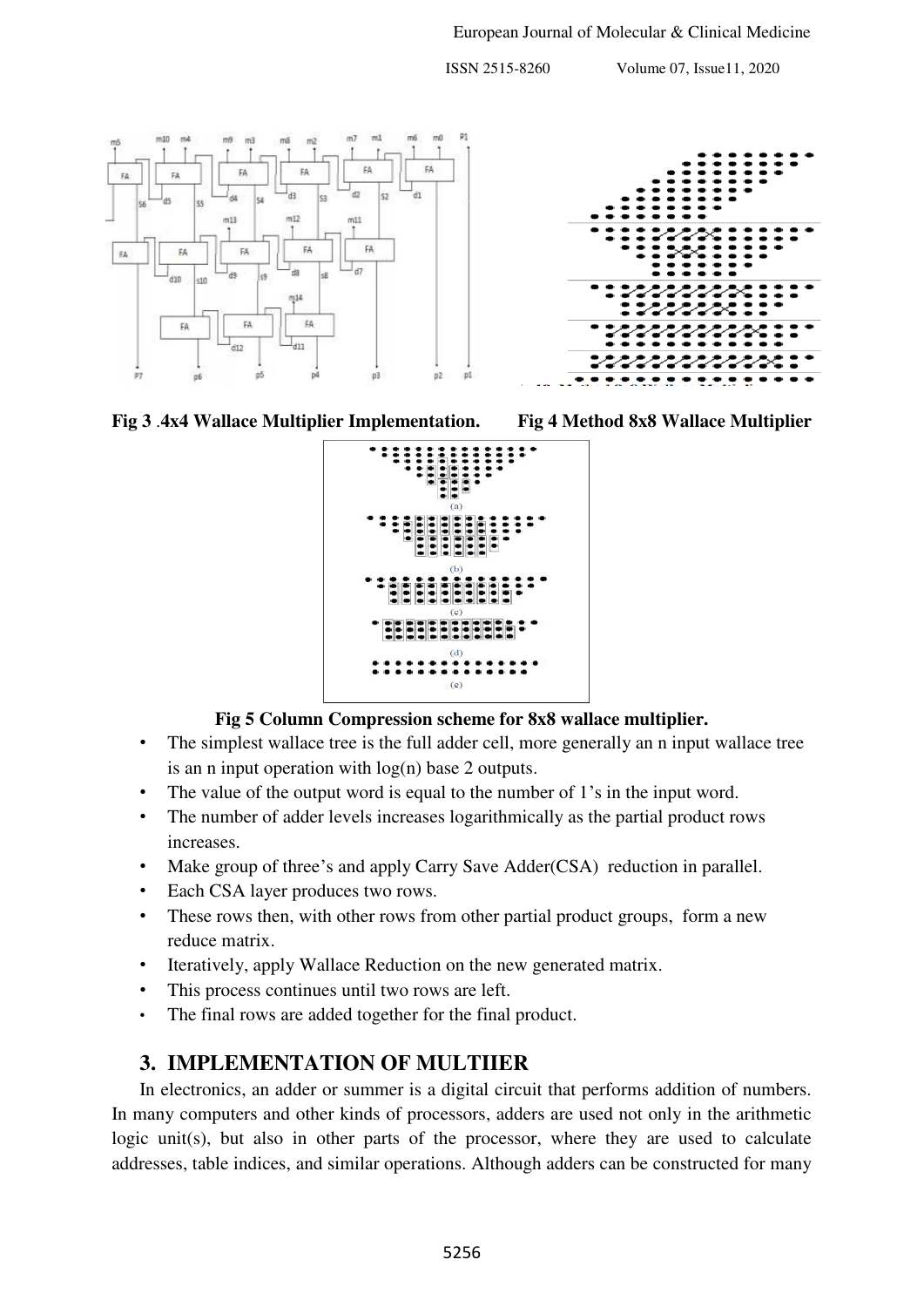**Fig 3 .4x4 Wallace Multiplier Implementation.** **Fig 4 Method 8x8 Wallace Multiplier**

**Fig 5 Column Compression scheme for 8x8 wallace multiplier.**

- The simplest wallace tree is the full adder cell, more generally an n input wallace tree is an n input operation with log(n) base 2 outputs.
- The value of the output word is equal to the number of 1's in the input word.
- The number of adder levels increases logarithmically as the partial product rows increases.
- Make group of three's and apply Carry Save Adder(CSA) reduction in parallel.
- Each CSA layer produces two rows.
- These rows then, with other rows from other partial product groups, form a new reduce matrix.
- Iteratively, apply Wallace Reduction on the new generated matrix.
- This process continues until two rows are left.
- The final rows are added together for the final product.

## 3. IMPLEMENTATION OF MULTIIER

In electronics, an adder or summer is a digital circuit that performs addition of numbers. In many computers and other kinds of processors, adders are used not only in the arithmetic logic unit(s), but also in other parts of the processor, where they are used to calculate addresses, table indices, and similar operations. Although adders can be constructed for many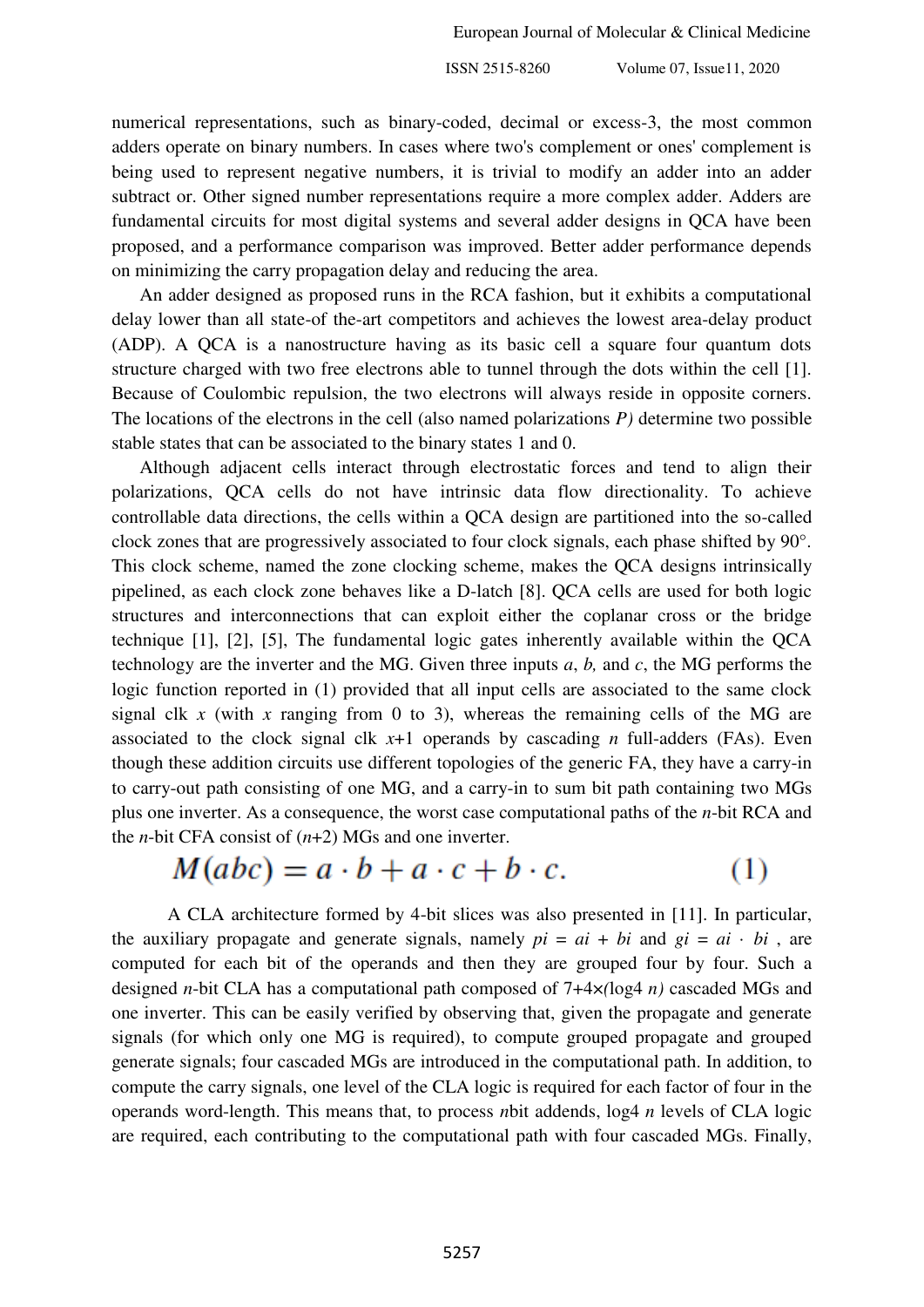numerical representations, such as binary-coded, decimal or excess-3, the most common adders operate on binary numbers. In cases where two's complement or ones' complement is being used to represent negative numbers, it is trivial to modify an adder into an adder subtract or. Other signed number representations require a more complex adder. Adders are fundamental circuits for most digital systems and several adder designs in QCA have been proposed, and a performance comparison was improved. Better adder performance depends on minimizing the carry propagation delay and reducing the area.

An adder designed as proposed runs in the RCA fashion, but it exhibits a computational delay lower than all state-of the-art competitors and achieves the lowest area-delay product (ADP). A QCA is a nanostructure having as its basic cell a square four quantum dots structure charged with two free electrons able to tunnel through the dots within the cell [1]. Because of Coulombic repulsion, the two electrons will always reside in opposite corners. The locations of the electrons in the cell (also named polarizations *P)* determine two possible stable states that can be associated to the binary states 1 and 0.

Although adjacent cells interact through electrostatic forces and tend to align their polarizations, QCA cells do not have intrinsic data flow directionality. To achieve controllable data directions, the cells within a QCA design are partitioned into the so-called clock zones that are progressively associated to four clock signals, each phase shifted by 90°. This clock scheme, named the zone clocking scheme, makes the QCA designs intrinsically pipelined, as each clock zone behaves like a D-latch [8]. QCA cells are used for both logic structures and interconnections that can exploit either the coplanar cross or the bridge technique [1], [2], [5], The fundamental logic gates inherently available within the QCA technology are the inverter and the MG. Given three inputs $a$, $b$, and $c$, the MG performs the logic function reported in (1) provided that all input cells are associated to the same clock signal clk $x$ (with $x$ ranging from 0 to 3), whereas the remaining cells of the MG are associated to the clock signal clk $x$+1 operands by cascading $n$ full-adders (FAs). Even though these addition circuits use different topologies of the generic FA, they have a carry-in to carry-out path consisting of one MG, and a carry-in to sum bit path containing two MGs plus one inverter. As a consequence, the worst case computational paths of the $n$-bit RCA and the $n$-bit CFA consist of ($n$+2) MGs and one inverter.

$$M(abc) = a \cdot b + a \cdot c + b \cdot c. \qquad (1)$$

A CLA architecture formed by 4-bit slices was also presented in [11]. In particular, the auxiliary propagate and generate signals, namely $pi = ai + bi$ and $gi = ai \cdot bi$ , are computed for each bit of the operands and then they are grouped four by four. Such a designed $n$-bit CLA has a computational path composed of 7+4×(log4 $n$) cascaded MGs and one inverter. This can be easily verified by observing that, given the propagate and generate signals (for which only one MG is required), to compute grouped propagate and grouped generate signals; four cascaded MGs are introduced in the computational path. In addition, to compute the carry signals, one level of the CLA logic is required for each factor of four in the operands word-length. This means that, to process $n$bit addends, log4 $n$ levels of CLA logic are required, each contributing to the computational path with four cascaded MGs. Finally,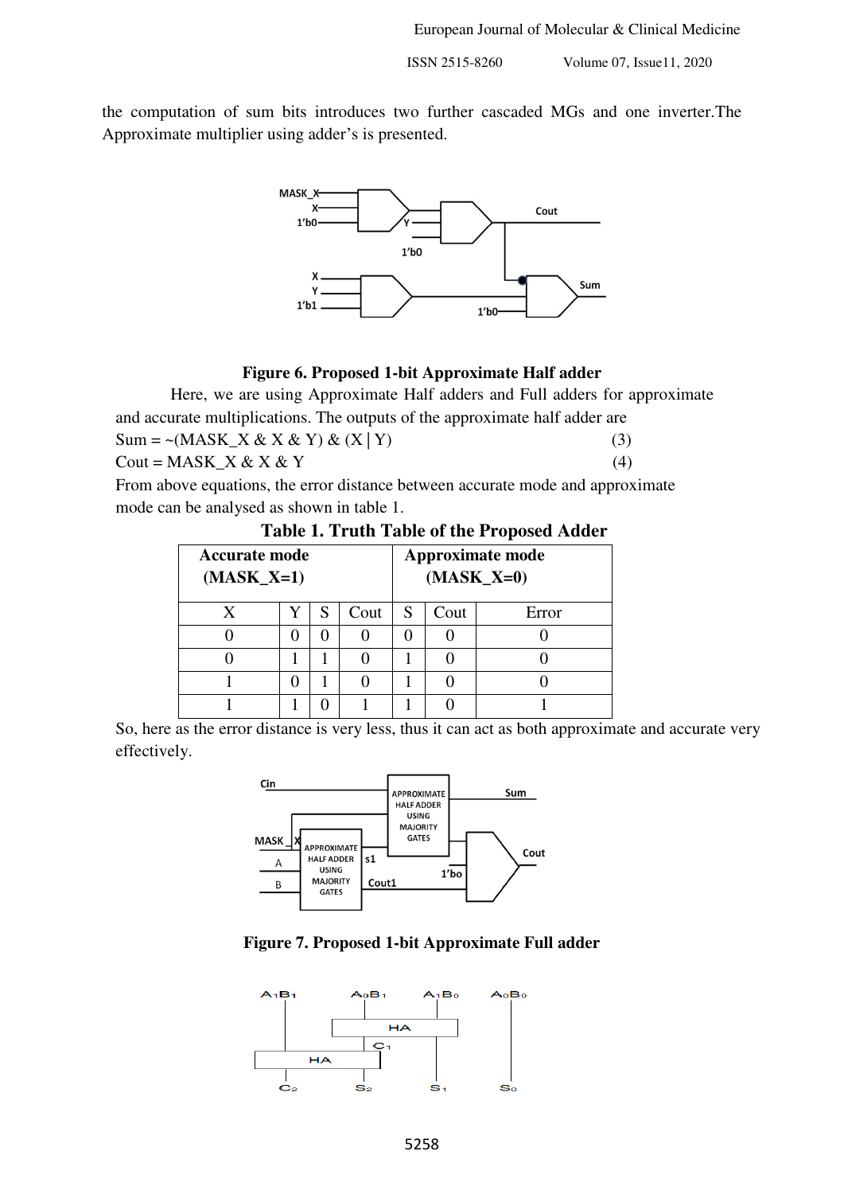the computation of sum bits introduces two further cascaded MGs and one inverter.The Approximate multiplier using adder's is presented.

**Figure 6. Proposed 1-bit Approximate Half adder**

Here, we are using Approximate Half adders and Full adders for approximate and accurate multiplications. The outputs of the approximate half adder are

Sum = ~(MASK_X & X & Y) & (X | Y) (3)

Cout = MASK_X & X & Y (4)

From above equations, the error distance between accurate mode and approximate mode can be analysed as shown in table 1.

**Table 1. Truth Table of the Proposed Adder**

| Accurate mode (MASK_X=1) | | | | Approximate mode (MASK_X=0) | | |
|---|---|---|---|---|---|---|
| X | Y | S | Cout | S | Cout | Error |
| 0 | 0 | 0 | 0 | 0 | 0 | 0 |
| 0 | 1 | 1 | 0 | 1 | 0 | 0 |
| 1 | 0 | 1 | 0 | 1 | 0 | 0 |
| 1 | 1 | 0 | 1 | 1 | 0 | 1 |

So, here as the error distance is very less, thus it can act as both approximate and accurate very effectively.

**Figure 7. Proposed 1-bit Approximate Full adder**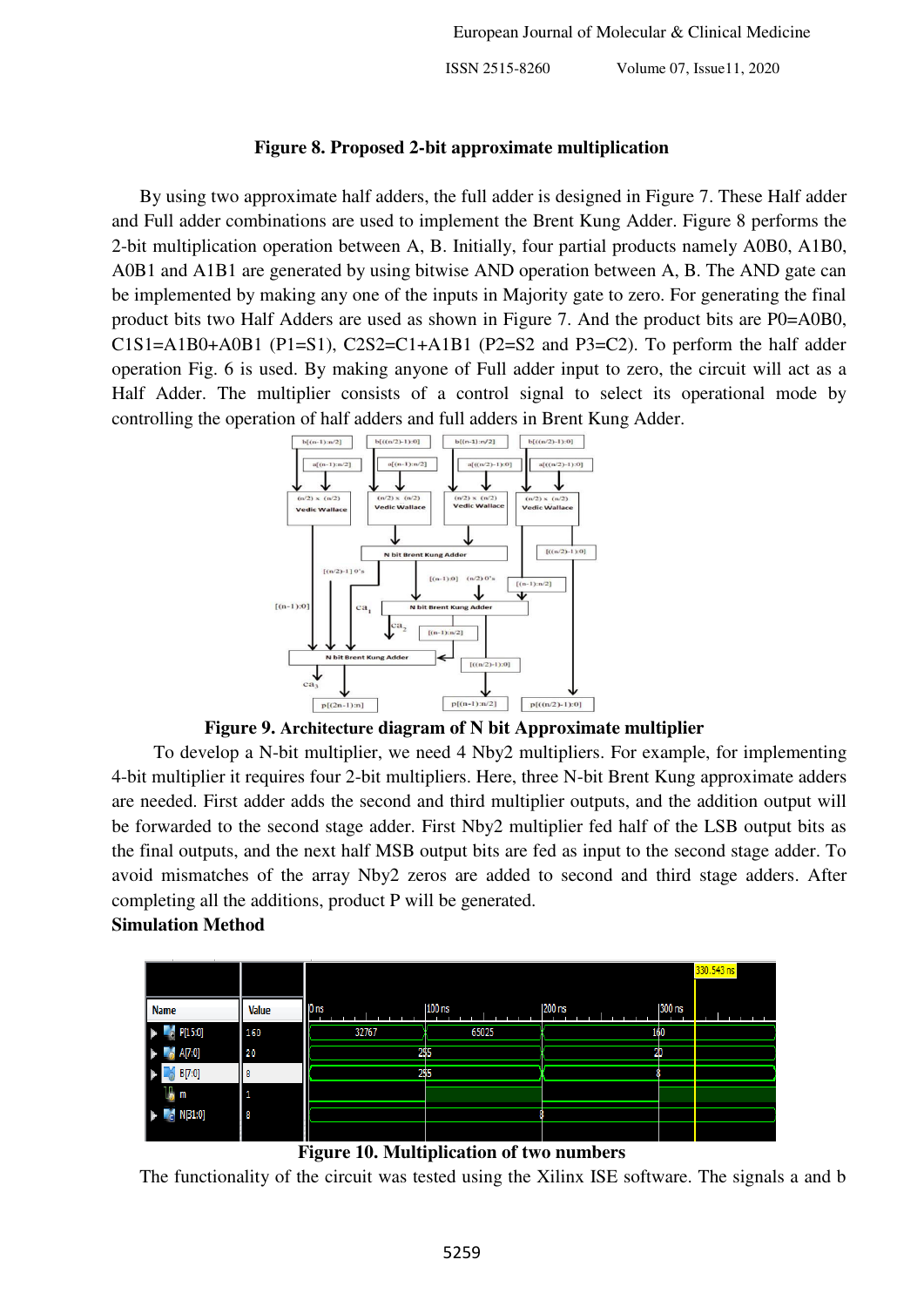**Figure 8. Proposed 2-bit approximate multiplication**

By using two approximate half adders, the full adder is designed in Figure 7. These Half adder and Full adder combinations are used to implement the Brent Kung Adder. Figure 8 performs the 2-bit multiplication operation between A, B. Initially, four partial products namely A0B0, A1B0, A0B1 and A1B1 are generated by using bitwise AND operation between A, B. The AND gate can be implemented by making any one of the inputs in Majority gate to zero. For generating the final product bits two Half Adders are used as shown in Figure 7. And the product bits are P0=A0B0, C1S1=A1B0+A0B1 (P1=S1), C2S2=C1+A1B1 (P2=S2 and P3=C2). To perform the half adder operation Fig. 6 is used. By making anyone of Full adder input to zero, the circuit will act as a Half Adder. The multiplier consists of a control signal to select its operational mode by controlling the operation of half adders and full adders in Brent Kung Adder.

**Figure 9. Architecture diagram of N bit Approximate multiplier**

To develop a N-bit multiplier, we need 4 Nby2 multipliers. For example, for implementing 4-bit multiplier it requires four 2-bit multipliers. Here, three N-bit Brent Kung approximate adders are needed. First adder adds the second and third multiplier outputs, and the addition output will be forwarded to the second stage adder. First Nby2 multiplier fed half of the LSB output bits as the final outputs, and the next half MSB output bits are fed as input to the second stage adder. To avoid mismatches of the array Nby2 zeros are added to second and third stage adders. After completing all the additions, product P will be generated.

**Simulation Method**

**Figure 10. Multiplication of two numbers**

The functionality of the circuit was tested using the Xilinx ISE software. The signals a and b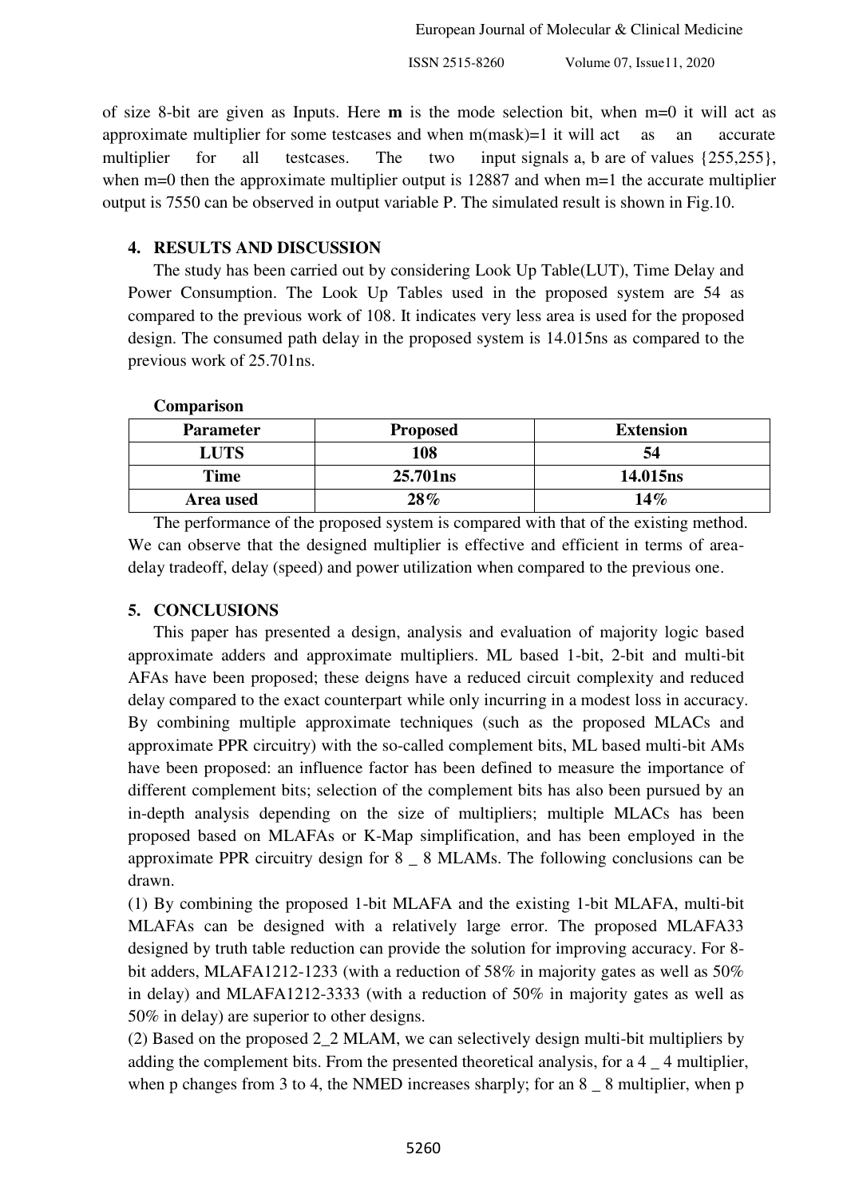of size 8-bit are given as Inputs. Here **m** is the mode selection bit, when m=0 it will act as approximate multiplier for some testcases and when m(mask)=1 it will act as an accurate multiplier for all testcases. The two input signals a, b are of values {255,255}, when m=0 then the approximate multiplier output is 12887 and when m=1 the accurate multiplier output is 7550 can be observed in output variable P. The simulated result is shown in Fig.10.

## 4. RESULTS AND DISCUSSION

The study has been carried out by considering Look Up Table(LUT), Time Delay and Power Consumption. The Look Up Tables used in the proposed system are 54 as compared to the previous work of 108. It indicates very less area is used for the proposed design. The consumed path delay in the proposed system is 14.015ns as compared to the previous work of 25.701ns.

**Comparison**

| Parameter | Proposed | Extension |
|---|---|---|
| LUTS | 108 | 54 |
| Time | 25.701ns | 14.015ns |
| Area used | 28% | 14% |

The performance of the proposed system is compared with that of the existing method. We can observe that the designed multiplier is effective and efficient in terms of area-delay tradeoff, delay (speed) and power utilization when compared to the previous one.

## 5. CONCLUSIONS

This paper has presented a design, analysis and evaluation of majority logic based approximate adders and approximate multipliers. ML based 1-bit, 2-bit and multi-bit AFAs have been proposed; these deigns have a reduced circuit complexity and reduced delay compared to the exact counterpart while only incurring in a modest loss in accuracy. By combining multiple approximate techniques (such as the proposed MLACs and approximate PPR circuitry) with the so-called complement bits, ML based multi-bit AMs have been proposed: an influence factor has been defined to measure the importance of different complement bits; selection of the complement bits has also been pursued by an in-depth analysis depending on the size of multipliers; multiple MLACs has been proposed based on MLAFAs or K-Map simplification, and has been employed in the approximate PPR circuitry design for 8 _ 8 MLAMs. The following conclusions can be drawn.

(1) By combining the proposed 1-bit MLAFA and the existing 1-bit MLAFA, multi-bit MLAFAs can be designed with a relatively large error. The proposed MLAFA33 designed by truth table reduction can provide the solution for improving accuracy. For 8-bit adders, MLAFA1212-1233 (with a reduction of 58% in majority gates as well as 50% in delay) and MLAFA1212-3333 (with a reduction of 50% in majority gates as well as 50% in delay) are superior to other designs.

(2) Based on the proposed 2_2 MLAM, we can selectively design multi-bit multipliers by adding the complement bits. From the presented theoretical analysis, for a 4 _ 4 multiplier, when p changes from 3 to 4, the NMED increases sharply; for an 8 _ 8 multiplier, when p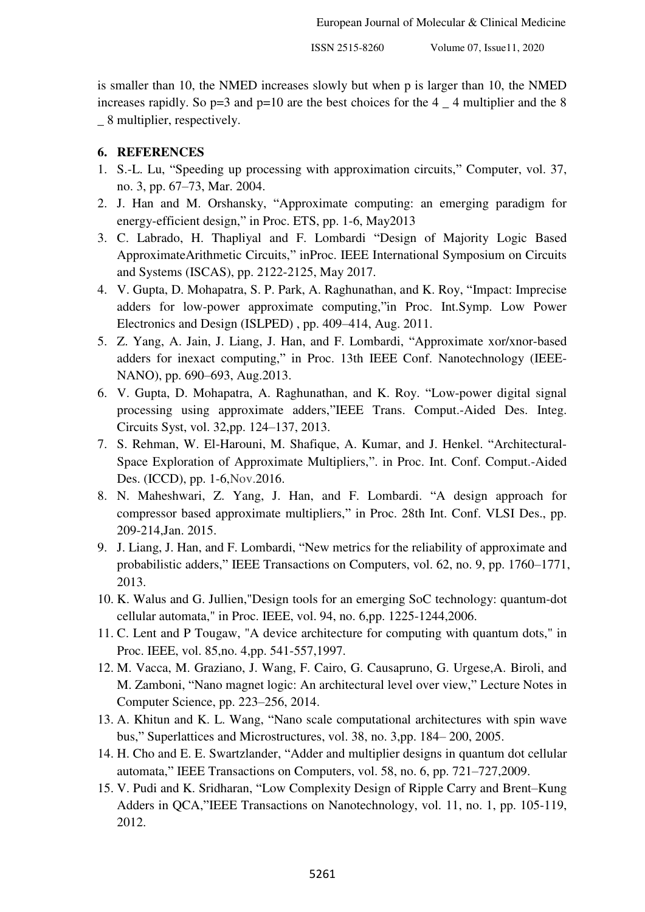is smaller than 10, the NMED increases slowly but when p is larger than 10, the NMED increases rapidly. So p=3 and p=10 are the best choices for the 4 _ 4 multiplier and the 8 _ 8 multiplier, respectively.

## 6. REFERENCES

1. S.-L. Lu, "Speeding up processing with approximation circuits," Computer, vol. 37, no. 3, pp. 67–73, Mar. 2004.
2. J. Han and M. Orshansky, "Approximate computing: an emerging paradigm for energy-efficient design," in Proc. ETS, pp. 1-6, May2013
3. C. Labrado, H. Thapliyal and F. Lombardi "Design of Majority Logic Based ApproximateArithmetic Circuits," inProc. IEEE International Symposium on Circuits and Systems (ISCAS), pp. 2122-2125, May 2017.
4. V. Gupta, D. Mohapatra, S. P. Park, A. Raghunathan, and K. Roy, "Impact: Imprecise adders for low-power approximate computing,"in Proc. Int.Symp. Low Power Electronics and Design (ISLPED) , pp. 409–414, Aug. 2011.
5. Z. Yang, A. Jain, J. Liang, J. Han, and F. Lombardi, "Approximate xor/xnor-based adders for inexact computing," in Proc. 13th IEEE Conf. Nanotechnology (IEEE-NANO), pp. 690–693, Aug.2013.
6. V. Gupta, D. Mohapatra, A. Raghunathan, and K. Roy. "Low-power digital signal processing using approximate adders,"IEEE Trans. Comput.-Aided Des. Integ. Circuits Syst, vol. 32,pp. 124–137, 2013.
7. S. Rehman, W. El-Harouni, M. Shafique, A. Kumar, and J. Henkel. "Architectural-Space Exploration of Approximate Multipliers,". in Proc. Int. Conf. Comput.-Aided Des. (ICCD), pp. 1-6,Nov.2016.
8. N. Maheshwari, Z. Yang, J. Han, and F. Lombardi. "A design approach for compressor based approximate multipliers," in Proc. 28th Int. Conf. VLSI Des., pp. 209-214,Jan. 2015.
9. J. Liang, J. Han, and F. Lombardi, "New metrics for the reliability of approximate and probabilistic adders," IEEE Transactions on Computers, vol. 62, no. 9, pp. 1760–1771, 2013.
10. K. Walus and G. Jullien,"Design tools for an emerging SoC technology: quantum-dot cellular automata," in Proc. IEEE, vol. 94, no. 6,pp. 1225-1244,2006.
11. C. Lent and P Tougaw, "A device architecture for computing with quantum dots," in Proc. IEEE, vol. 85,no. 4,pp. 541-557,1997.
12. M. Vacca, M. Graziano, J. Wang, F. Cairo, G. Causapruno, G. Urgese,A. Biroli, and M. Zamboni, "Nano magnet logic: An architectural level over view," Lecture Notes in Computer Science, pp. 223–256, 2014.
13. A. Khitun and K. L. Wang, "Nano scale computational architectures with spin wave bus," Superlattices and Microstructures, vol. 38, no. 3,pp. 184– 200, 2005.
14. H. Cho and E. E. Swartzlander, "Adder and multiplier designs in quantum dot cellular automata," IEEE Transactions on Computers, vol. 58, no. 6, pp. 721–727,2009.
15. V. Pudi and K. Sridharan, "Low Complexity Design of Ripple Carry and Brent–Kung Adders in QCA,"IEEE Transactions on Nanotechnology, vol. 11, no. 1, pp. 105-119, 2012.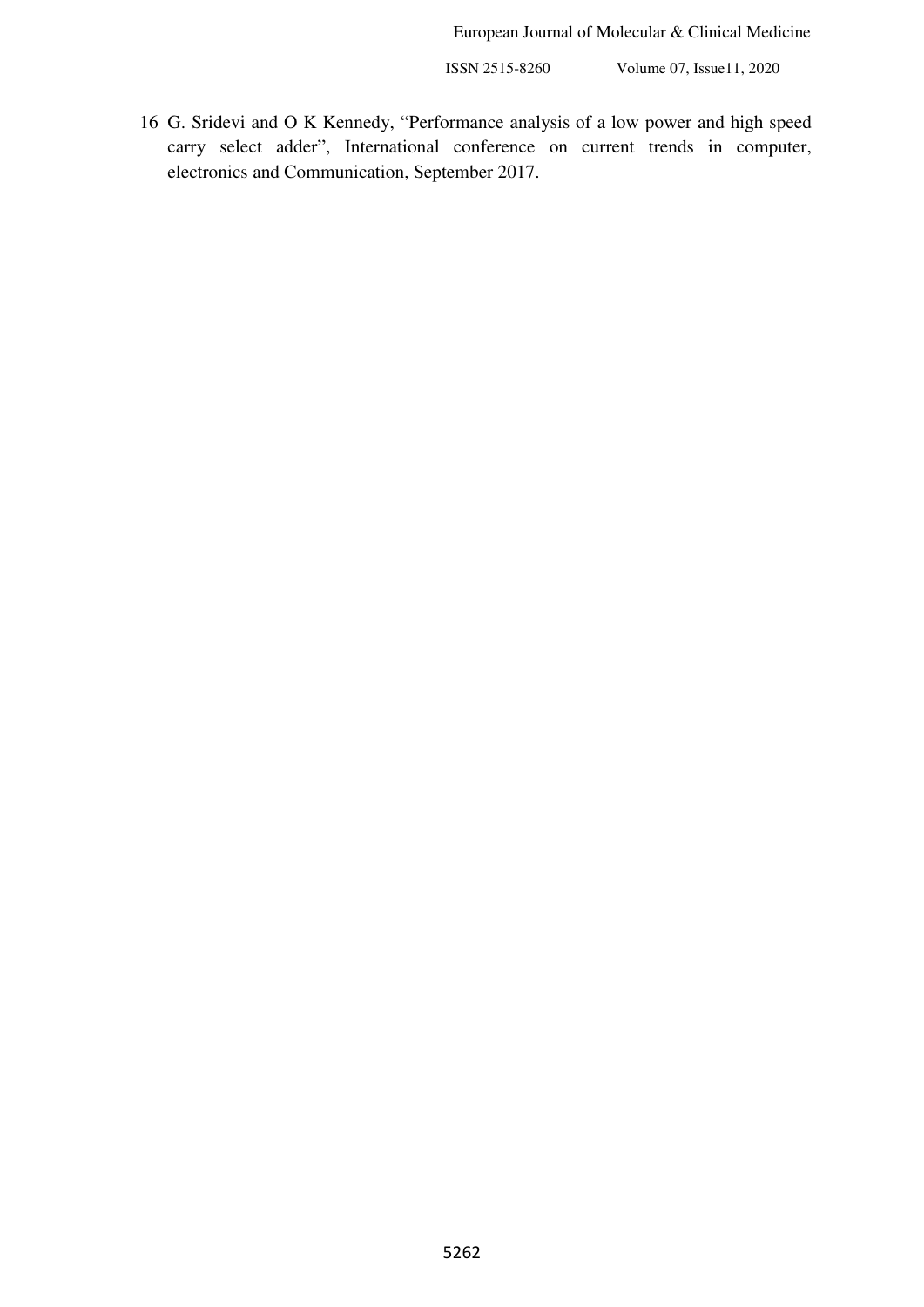16 G. Sridevi and O K Kennedy, "Performance analysis of a low power and high speed carry select adder", International conference on current trends in computer, electronics and Communication, September 2017.